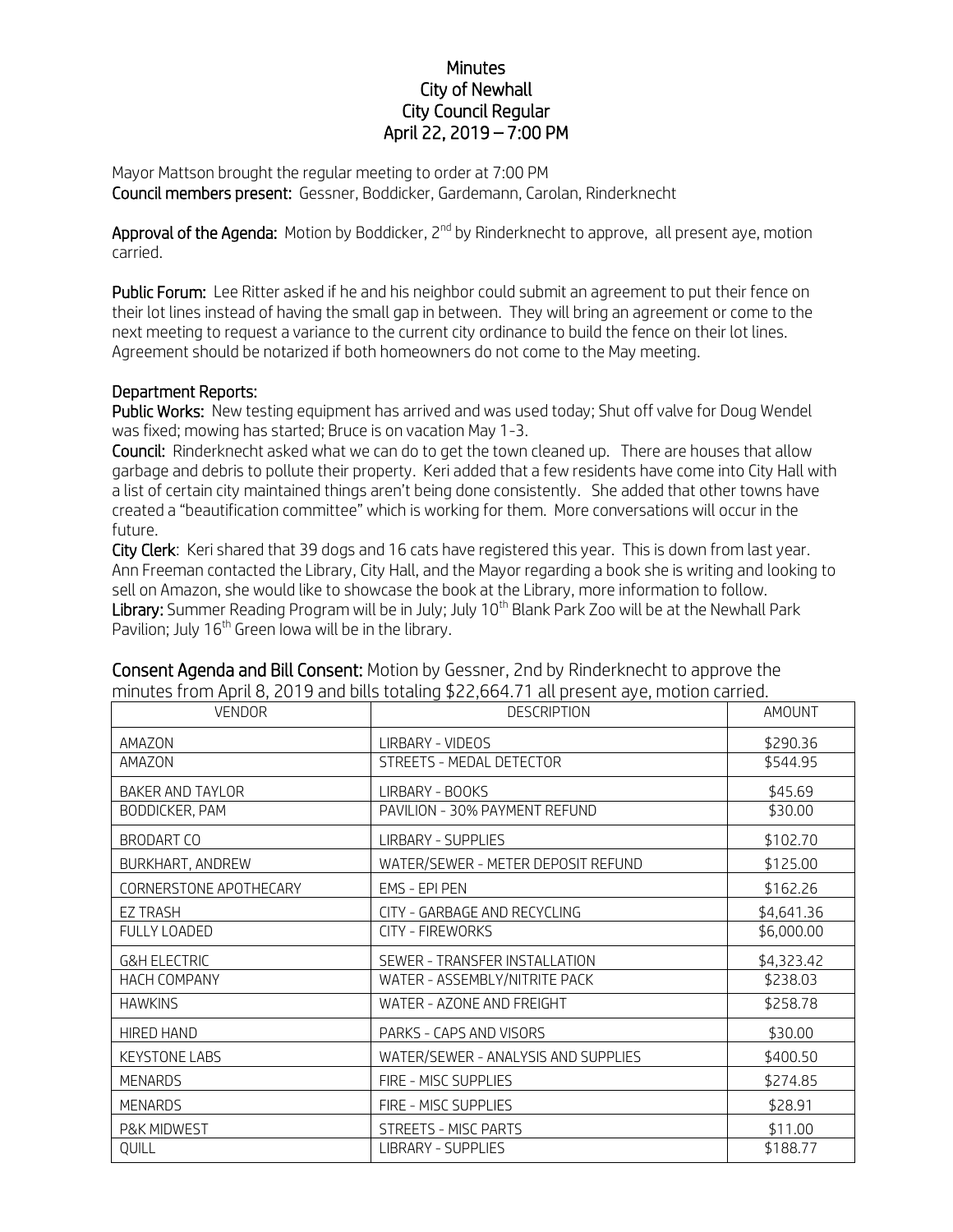# Minutes
## City of Newhall
## City Council Regular
## April 22, 2019 – 7:00 PM

Mayor Mattson brought the regular meeting to order at 7:00 PM
**Council members present:** Gessner, Boddicker, Gardemann, Carolan, Rinderknecht

**Approval of the Agenda:** Motion by Boddicker, 2nd by Rinderknecht to approve, all present aye, motion carried.

**Public Forum:** Lee Ritter asked if he and his neighbor could submit an agreement to put their fence on their lot lines instead of having the small gap in between. They will bring an agreement or come to the next meeting to request a variance to the current city ordinance to build the fence on their lot lines. Agreement should be notarized if both homeowners do not come to the May meeting.

**Department Reports:**

**Public Works:** New testing equipment has arrived and was used today; Shut off valve for Doug Wendel was fixed; mowing has started; Bruce is on vacation May 1-3.

**Council:** Rinderknecht asked what we can do to get the town cleaned up. There are houses that allow garbage and debris to pollute their property. Keri added that a few residents have come into City Hall with a list of certain city maintained things aren't being done consistently. She added that other towns have created a "beautification committee" which is working for them. More conversations will occur in the future.

**City Clerk**: Keri shared that 39 dogs and 16 cats have registered this year. This is down from last year. Ann Freeman contacted the Library, City Hall, and the Mayor regarding a book she is writing and looking to sell on Amazon, she would like to showcase the book at the Library, more information to follow.

**Library:** Summer Reading Program will be in July; July 10th Blank Park Zoo will be at the Newhall Park Pavilion; July 16th Green Iowa will be in the library.

**Consent Agenda and Bill Consent:** Motion by Gessner, 2nd by Rinderknecht to approve the minutes from April 8, 2019 and bills totaling $22,664.71 all present aye, motion carried.

| VENDOR | DESCRIPTION | AMOUNT |
|---|---|---|
| AMAZON | LIRBARY - VIDEOS | $290.36 |
| AMAZON | STREETS - MEDAL DETECTOR | $544.95 |
| BAKER AND TAYLOR | LIRBARY - BOOKS | $45.69 |
| BODDICKER, PAM | PAVILION - 30% PAYMENT REFUND | $30.00 |
| BRODART CO | LIRBARY - SUPPLIES | $102.70 |
| BURKHART, ANDREW | WATER/SEWER - METER DEPOSIT REFUND | $125.00 |
| CORNERSTONE APOTHECARY | EMS - EPI PEN | $162.26 |
| EZ TRASH | CITY - GARBAGE AND RECYCLING | $4,641.36 |
| FULLY LOADED | CITY - FIREWORKS | $6,000.00 |
| G&H ELECTRIC | SEWER - TRANSFER INSTALLATION | $4,323.42 |
| HACH COMPANY | WATER - ASSEMBLY/NITRITE PACK | $238.03 |
| HAWKINS | WATER - AZONE AND FREIGHT | $258.78 |
| HIRED HAND | PARKS - CAPS AND VISORS | $30.00 |
| KEYSTONE LABS | WATER/SEWER - ANALYSIS AND SUPPLIES | $400.50 |
| MENARDS | FIRE - MISC SUPPLIES | $274.85 |
| MENARDS | FIRE - MISC SUPPLIES | $28.91 |
| P&K MIDWEST | STREETS - MISC PARTS | $11.00 |
| QUILL | LIBRARY - SUPPLIES | $188.77 |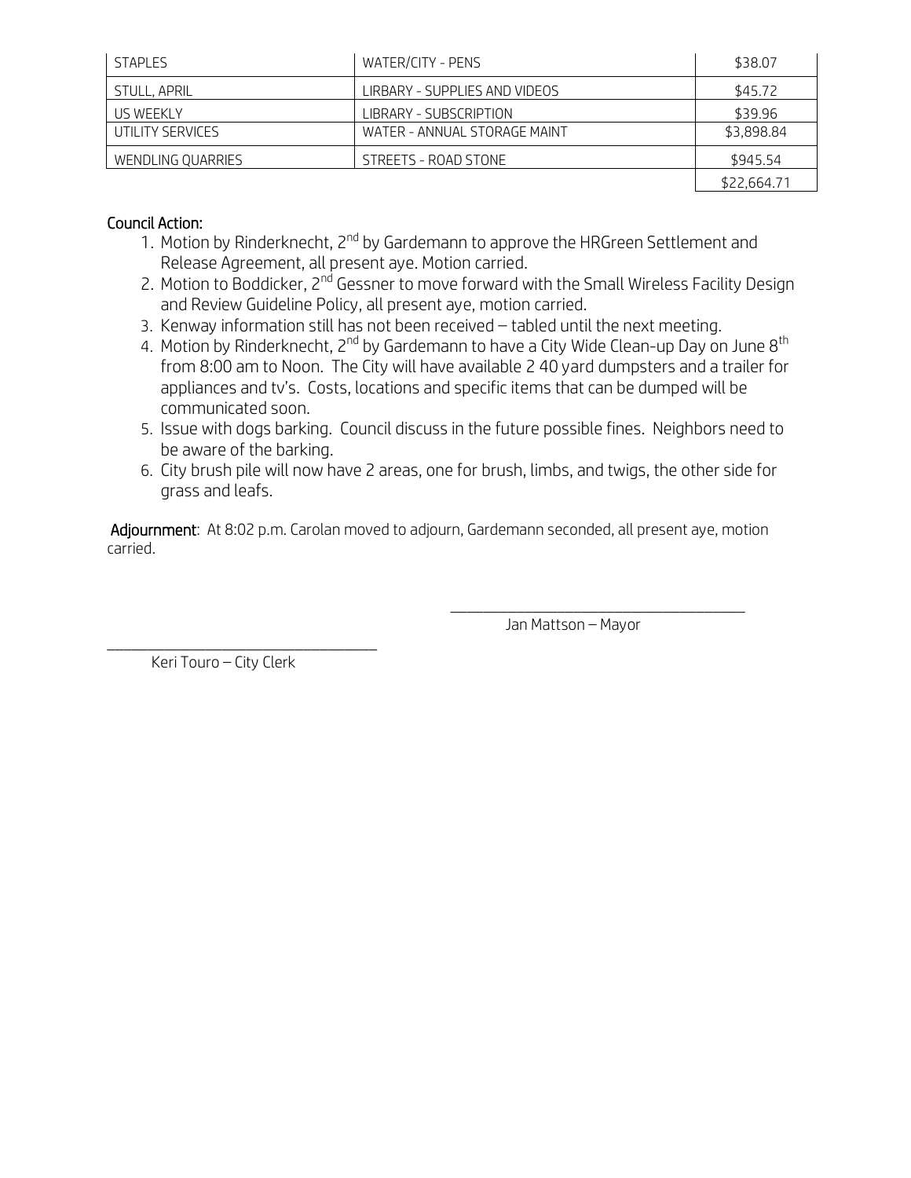| | | |
|---|---|---|
| STAPLES | WATER/CITY - PENS | $38.07 |
| STULL, APRIL | LIRBARY - SUPPLIES AND VIDEOS | $45.72 |
| US WEEKLY | LIBRARY - SUBSCRIPTION | $39.96 |
| UTILITY SERVICES | WATER - ANNUAL STORAGE MAINT | $3,898.84 |
| WENDLING QUARRIES | STREETS - ROAD STONE | $945.54 |
| | | $22,664.71 |

**Council Action:**

1. Motion by Rinderknecht, 2nd by Gardemann to approve the HRGreen Settlement and Release Agreement, all present aye. Motion carried.
2. Motion to Boddicker, 2nd Gessner to move forward with the Small Wireless Facility Design and Review Guideline Policy, all present aye, motion carried.
3. Kenway information still has not been received – tabled until the next meeting.
4. Motion by Rinderknecht, 2nd by Gardemann to have a City Wide Clean-up Day on June 8th from 8:00 am to Noon. The City will have available 2 40 yard dumpsters and a trailer for appliances and tv's. Costs, locations and specific items that can be dumped will be communicated soon.
5. Issue with dogs barking. Council discuss in the future possible fines. Neighbors need to be aware of the barking.
6. City brush pile will now have 2 areas, one for brush, limbs, and twigs, the other side for grass and leafs.

**Adjournment**: At 8:02 p.m. Carolan moved to adjourn, Gardemann seconded, all present aye, motion carried.

\_\_\_\_\_\_\_\_\_\_\_\_\_\_\_\_\_\_\_\_\_\_\_\_\_\_\_\_\_\_\_\_\_\_\_\_\_\_\_\_

Jan Mattson – Mayor

\_\_\_\_\_\_\_\_\_\_\_\_\_\_\_\_\_\_\_\_\_\_\_\_\_\_\_\_\_\_\_\_\_\_\_\_\_\_\_\_

Keri Touro – City Clerk